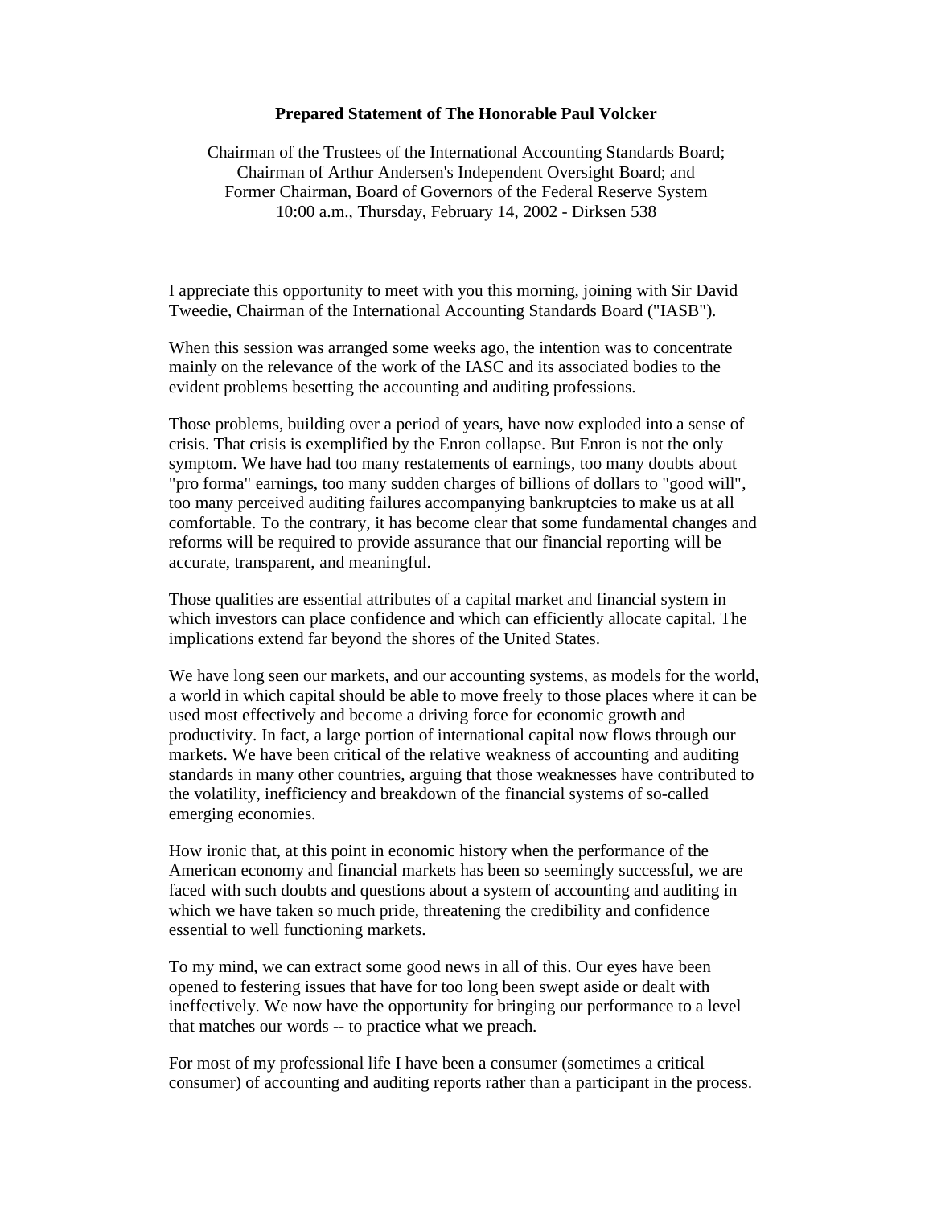# Prepared Statement of The Honorable Paul Volcker

Chairman of the Trustees of the International Accounting Standards Board;
Chairman of Arthur Andersen's Independent Oversight Board; and
Former Chairman, Board of Governors of the Federal Reserve System
10:00 a.m., Thursday, February 14, 2002 - Dirksen 538

I appreciate this opportunity to meet with you this morning, joining with Sir David Tweedie, Chairman of the International Accounting Standards Board ("IASB").

When this session was arranged some weeks ago, the intention was to concentrate mainly on the relevance of the work of the IASC and its associated bodies to the evident problems besetting the accounting and auditing professions.

Those problems, building over a period of years, have now exploded into a sense of crisis. That crisis is exemplified by the Enron collapse. But Enron is not the only symptom. We have had too many restatements of earnings, too many doubts about "pro forma" earnings, too many sudden charges of billions of dollars to "good will", too many perceived auditing failures accompanying bankruptcies to make us at all comfortable. To the contrary, it has become clear that some fundamental changes and reforms will be required to provide assurance that our financial reporting will be accurate, transparent, and meaningful.

Those qualities are essential attributes of a capital market and financial system in which investors can place confidence and which can efficiently allocate capital. The implications extend far beyond the shores of the United States.

We have long seen our markets, and our accounting systems, as models for the world, a world in which capital should be able to move freely to those places where it can be used most effectively and become a driving force for economic growth and productivity. In fact, a large portion of international capital now flows through our markets. We have been critical of the relative weakness of accounting and auditing standards in many other countries, arguing that those weaknesses have contributed to the volatility, inefficiency and breakdown of the financial systems of so-called emerging economies.

How ironic that, at this point in economic history when the performance of the American economy and financial markets has been so seemingly successful, we are faced with such doubts and questions about a system of accounting and auditing in which we have taken so much pride, threatening the credibility and confidence essential to well functioning markets.

To my mind, we can extract some good news in all of this. Our eyes have been opened to festering issues that have for too long been swept aside or dealt with ineffectively. We now have the opportunity for bringing our performance to a level that matches our words -- to practice what we preach.

For most of my professional life I have been a consumer (sometimes a critical consumer) of accounting and auditing reports rather than a participant in the process.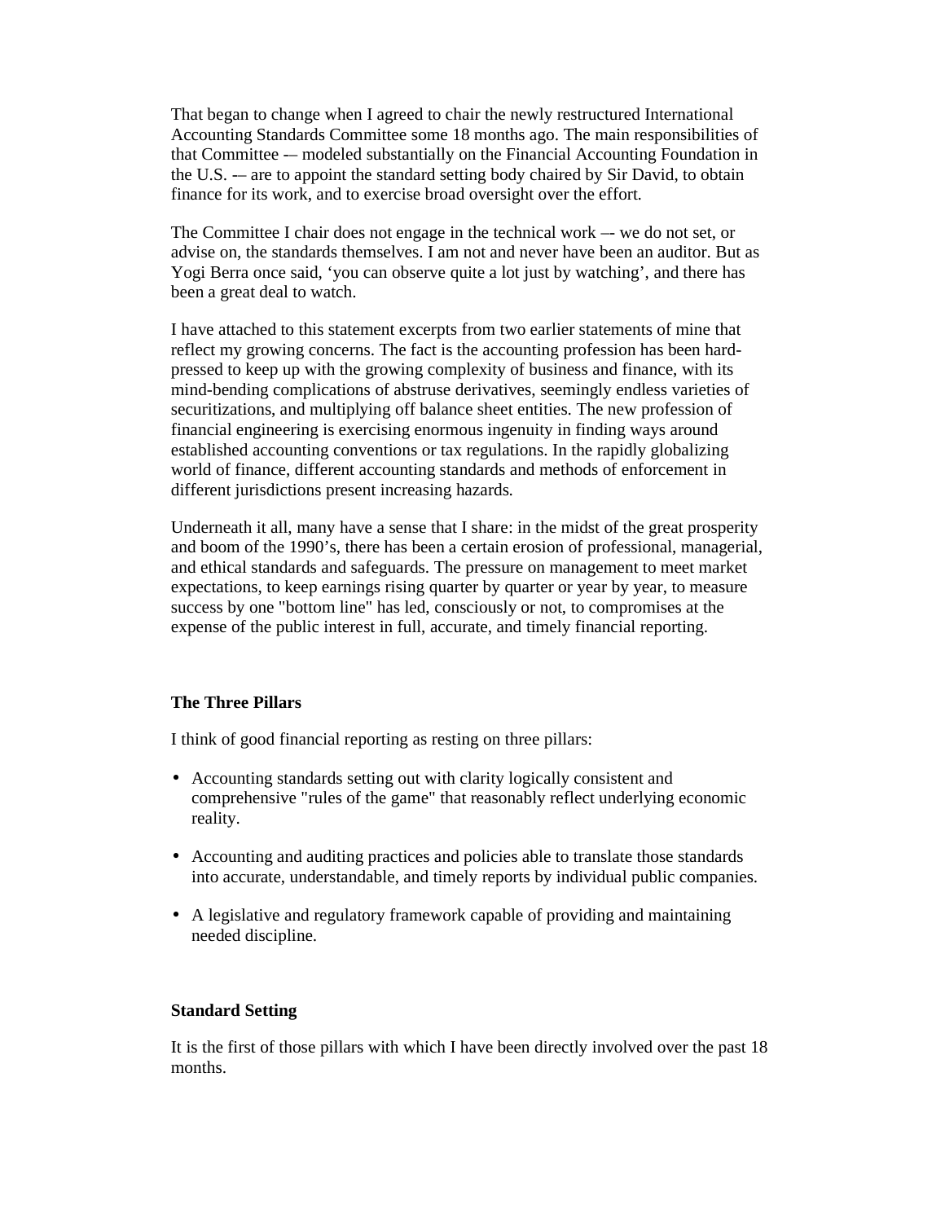That began to change when I agreed to chair the newly restructured International Accounting Standards Committee some 18 months ago. The main responsibilities of that Committee -– modeled substantially on the Financial Accounting Foundation in the U.S. -– are to appoint the standard setting body chaired by Sir David, to obtain finance for its work, and to exercise broad oversight over the effort.

The Committee I chair does not engage in the technical work –- we do not set, or advise on, the standards themselves. I am not and never have been an auditor. But as Yogi Berra once said, 'you can observe quite a lot just by watching', and there has been a great deal to watch.

I have attached to this statement excerpts from two earlier statements of mine that reflect my growing concerns. The fact is the accounting profession has been hard-pressed to keep up with the growing complexity of business and finance, with its mind-bending complications of abstruse derivatives, seemingly endless varieties of securitizations, and multiplying off balance sheet entities. The new profession of financial engineering is exercising enormous ingenuity in finding ways around established accounting conventions or tax regulations. In the rapidly globalizing world of finance, different accounting standards and methods of enforcement in different jurisdictions present increasing hazards.

Underneath it all, many have a sense that I share: in the midst of the great prosperity and boom of the 1990's, there has been a certain erosion of professional, managerial, and ethical standards and safeguards. The pressure on management to meet market expectations, to keep earnings rising quarter by quarter or year by year, to measure success by one "bottom line" has led, consciously or not, to compromises at the expense of the public interest in full, accurate, and timely financial reporting.

**The Three Pillars**

I think of good financial reporting as resting on three pillars:

- Accounting standards setting out with clarity logically consistent and comprehensive "rules of the game" that reasonably reflect underlying economic reality.
- Accounting and auditing practices and policies able to translate those standards into accurate, understandable, and timely reports by individual public companies.
- A legislative and regulatory framework capable of providing and maintaining needed discipline.

**Standard Setting**

It is the first of those pillars with which I have been directly involved over the past 18 months.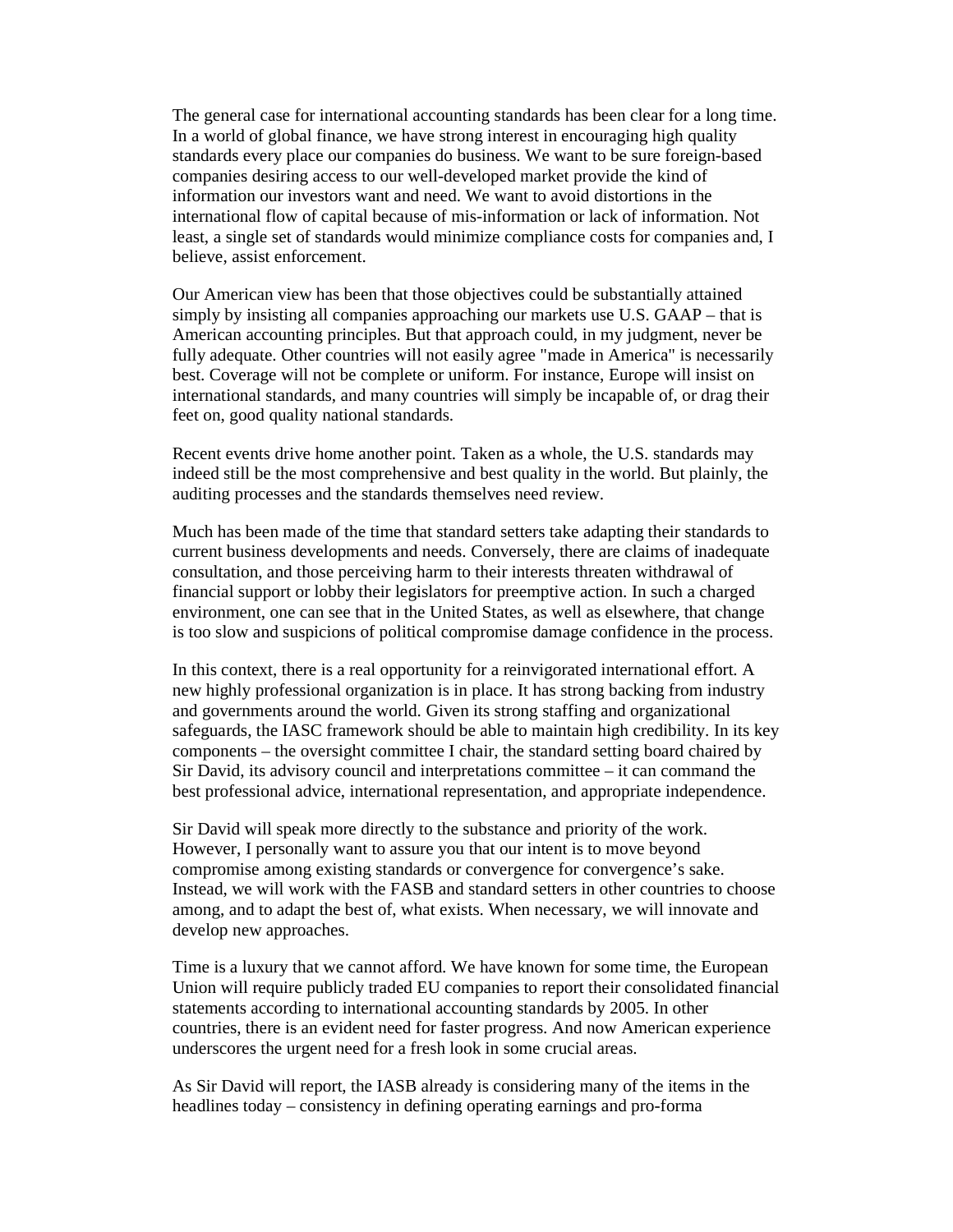The general case for international accounting standards has been clear for a long time. In a world of global finance, we have strong interest in encouraging high quality standards every place our companies do business. We want to be sure foreign-based companies desiring access to our well-developed market provide the kind of information our investors want and need. We want to avoid distortions in the international flow of capital because of mis-information or lack of information. Not least, a single set of standards would minimize compliance costs for companies and, I believe, assist enforcement.

Our American view has been that those objectives could be substantially attained simply by insisting all companies approaching our markets use U.S. GAAP – that is American accounting principles. But that approach could, in my judgment, never be fully adequate. Other countries will not easily agree "made in America" is necessarily best. Coverage will not be complete or uniform. For instance, Europe will insist on international standards, and many countries will simply be incapable of, or drag their feet on, good quality national standards.

Recent events drive home another point. Taken as a whole, the U.S. standards may indeed still be the most comprehensive and best quality in the world. But plainly, the auditing processes and the standards themselves need review.

Much has been made of the time that standard setters take adapting their standards to current business developments and needs. Conversely, there are claims of inadequate consultation, and those perceiving harm to their interests threaten withdrawal of financial support or lobby their legislators for preemptive action. In such a charged environment, one can see that in the United States, as well as elsewhere, that change is too slow and suspicions of political compromise damage confidence in the process.

In this context, there is a real opportunity for a reinvigorated international effort. A new highly professional organization is in place. It has strong backing from industry and governments around the world. Given its strong staffing and organizational safeguards, the IASC framework should be able to maintain high credibility. In its key components – the oversight committee I chair, the standard setting board chaired by Sir David, its advisory council and interpretations committee – it can command the best professional advice, international representation, and appropriate independence.

Sir David will speak more directly to the substance and priority of the work. However, I personally want to assure you that our intent is to move beyond compromise among existing standards or convergence for convergence's sake. Instead, we will work with the FASB and standard setters in other countries to choose among, and to adapt the best of, what exists. When necessary, we will innovate and develop new approaches.

Time is a luxury that we cannot afford. We have known for some time, the European Union will require publicly traded EU companies to report their consolidated financial statements according to international accounting standards by 2005. In other countries, there is an evident need for faster progress. And now American experience underscores the urgent need for a fresh look in some crucial areas.

As Sir David will report, the IASB already is considering many of the items in the headlines today – consistency in defining operating earnings and pro-forma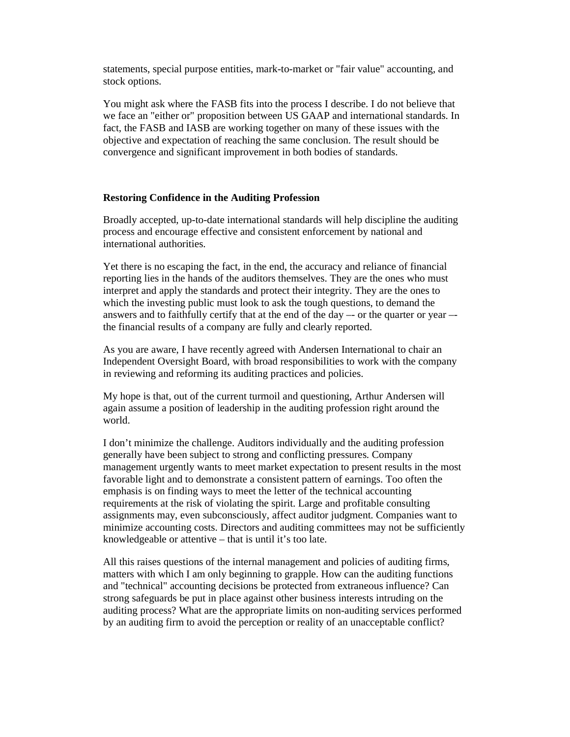statements, special purpose entities, mark-to-market or "fair value" accounting, and stock options.

You might ask where the FASB fits into the process I describe. I do not believe that we face an "either or" proposition between US GAAP and international standards. In fact, the FASB and IASB are working together on many of these issues with the objective and expectation of reaching the same conclusion. The result should be convergence and significant improvement in both bodies of standards.

**Restoring Confidence in the Auditing Profession**

Broadly accepted, up-to-date international standards will help discipline the auditing process and encourage effective and consistent enforcement by national and international authorities.

Yet there is no escaping the fact, in the end, the accuracy and reliance of financial reporting lies in the hands of the auditors themselves. They are the ones who must interpret and apply the standards and protect their integrity. They are the ones to which the investing public must look to ask the tough questions, to demand the answers and to faithfully certify that at the end of the day –- or the quarter or year –- the financial results of a company are fully and clearly reported.

As you are aware, I have recently agreed with Andersen International to chair an Independent Oversight Board, with broad responsibilities to work with the company in reviewing and reforming its auditing practices and policies.

My hope is that, out of the current turmoil and questioning, Arthur Andersen will again assume a position of leadership in the auditing profession right around the world.

I don't minimize the challenge. Auditors individually and the auditing profession generally have been subject to strong and conflicting pressures. Company management urgently wants to meet market expectation to present results in the most favorable light and to demonstrate a consistent pattern of earnings. Too often the emphasis is on finding ways to meet the letter of the technical accounting requirements at the risk of violating the spirit. Large and profitable consulting assignments may, even subconsciously, affect auditor judgment. Companies want to minimize accounting costs. Directors and auditing committees may not be sufficiently knowledgeable or attentive – that is until it's too late.

All this raises questions of the internal management and policies of auditing firms, matters with which I am only beginning to grapple. How can the auditing functions and "technical" accounting decisions be protected from extraneous influence? Can strong safeguards be put in place against other business interests intruding on the auditing process? What are the appropriate limits on non-auditing services performed by an auditing firm to avoid the perception or reality of an unacceptable conflict?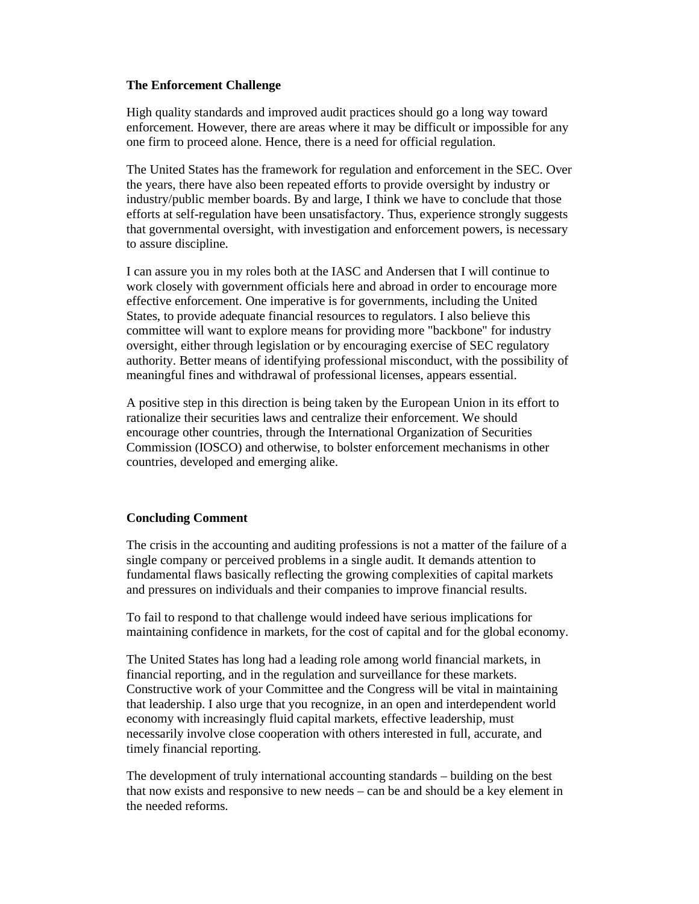**The Enforcement Challenge**

High quality standards and improved audit practices should go a long way toward enforcement. However, there are areas where it may be difficult or impossible for any one firm to proceed alone. Hence, there is a need for official regulation.

The United States has the framework for regulation and enforcement in the SEC. Over the years, there have also been repeated efforts to provide oversight by industry or industry/public member boards. By and large, I think we have to conclude that those efforts at self-regulation have been unsatisfactory. Thus, experience strongly suggests that governmental oversight, with investigation and enforcement powers, is necessary to assure discipline.

I can assure you in my roles both at the IASC and Andersen that I will continue to work closely with government officials here and abroad in order to encourage more effective enforcement. One imperative is for governments, including the United States, to provide adequate financial resources to regulators. I also believe this committee will want to explore means for providing more "backbone" for industry oversight, either through legislation or by encouraging exercise of SEC regulatory authority. Better means of identifying professional misconduct, with the possibility of meaningful fines and withdrawal of professional licenses, appears essential.

A positive step in this direction is being taken by the European Union in its effort to rationalize their securities laws and centralize their enforcement. We should encourage other countries, through the International Organization of Securities Commission (IOSCO) and otherwise, to bolster enforcement mechanisms in other countries, developed and emerging alike.

**Concluding Comment**

The crisis in the accounting and auditing professions is not a matter of the failure of a single company or perceived problems in a single audit. It demands attention to fundamental flaws basically reflecting the growing complexities of capital markets and pressures on individuals and their companies to improve financial results.

To fail to respond to that challenge would indeed have serious implications for maintaining confidence in markets, for the cost of capital and for the global economy.

The United States has long had a leading role among world financial markets, in financial reporting, and in the regulation and surveillance for these markets. Constructive work of your Committee and the Congress will be vital in maintaining that leadership. I also urge that you recognize, in an open and interdependent world economy with increasingly fluid capital markets, effective leadership, must necessarily involve close cooperation with others interested in full, accurate, and timely financial reporting.

The development of truly international accounting standards – building on the best that now exists and responsive to new needs – can be and should be a key element in the needed reforms.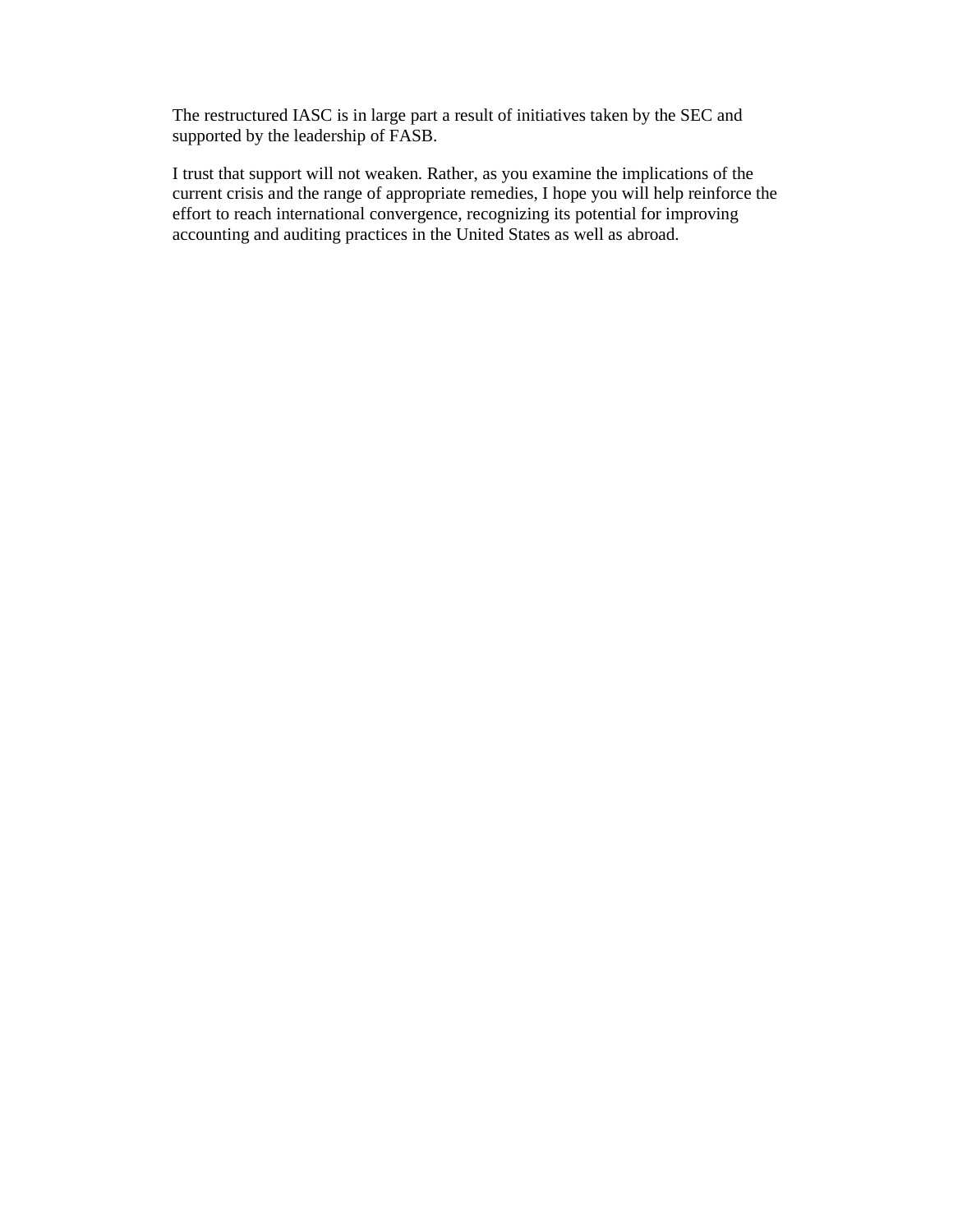The restructured IASC is in large part a result of initiatives taken by the SEC and supported by the leadership of FASB.

I trust that support will not weaken. Rather, as you examine the implications of the current crisis and the range of appropriate remedies, I hope you will help reinforce the effort to reach international convergence, recognizing its potential for improving accounting and auditing practices in the United States as well as abroad.